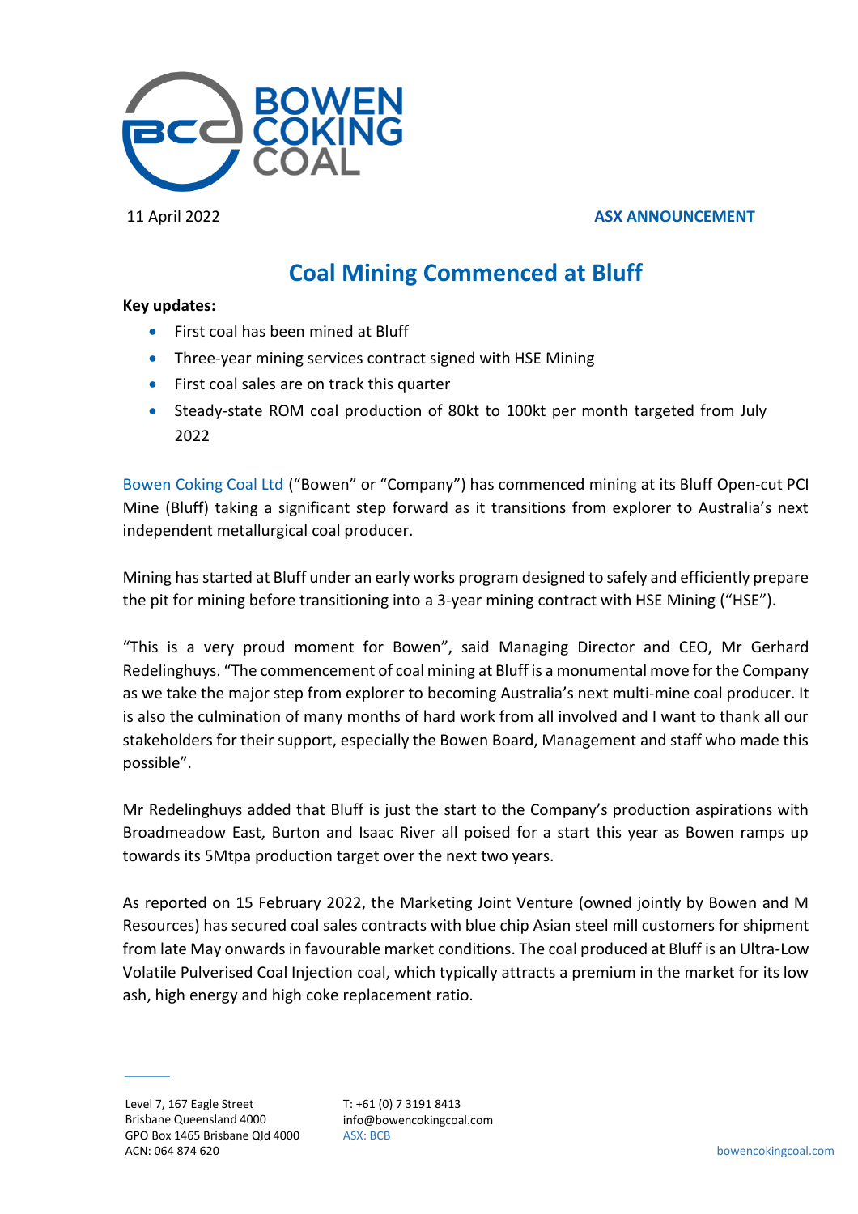11 April 2022

**ASX ANNOUNCEMENT**

# Coal Mining Commenced at Bluff

**Key updates:**

- First coal has been mined at Bluff
- Three-year mining services contract signed with HSE Mining
- First coal sales are on track this quarter
- Steady-state ROM coal production of 80kt to 100kt per month targeted from July 2022

Bowen Coking Coal Ltd ("Bowen" or "Company") has commenced mining at its Bluff Open-cut PCI Mine (Bluff) taking a significant step forward as it transitions from explorer to Australia's next independent metallurgical coal producer.

Mining has started at Bluff under an early works program designed to safely and efficiently prepare the pit for mining before transitioning into a 3-year mining contract with HSE Mining ("HSE").

"This is a very proud moment for Bowen", said Managing Director and CEO, Mr Gerhard Redelinghuys. "The commencement of coal mining at Bluff is a monumental move for the Company as we take the major step from explorer to becoming Australia's next multi-mine coal producer. It is also the culmination of many months of hard work from all involved and I want to thank all our stakeholders for their support, especially the Bowen Board, Management and staff who made this possible".

Mr Redelinghuys added that Bluff is just the start to the Company's production aspirations with Broadmeadow East, Burton and Isaac River all poised for a start this year as Bowen ramps up towards its 5Mtpa production target over the next two years.

As reported on 15 February 2022, the Marketing Joint Venture (owned jointly by Bowen and M Resources) has secured coal sales contracts with blue chip Asian steel mill customers for shipment from late May onwards in favourable market conditions. The coal produced at Bluff is an Ultra-Low Volatile Pulverised Coal Injection coal, which typically attracts a premium in the market for its low ash, high energy and high coke replacement ratio.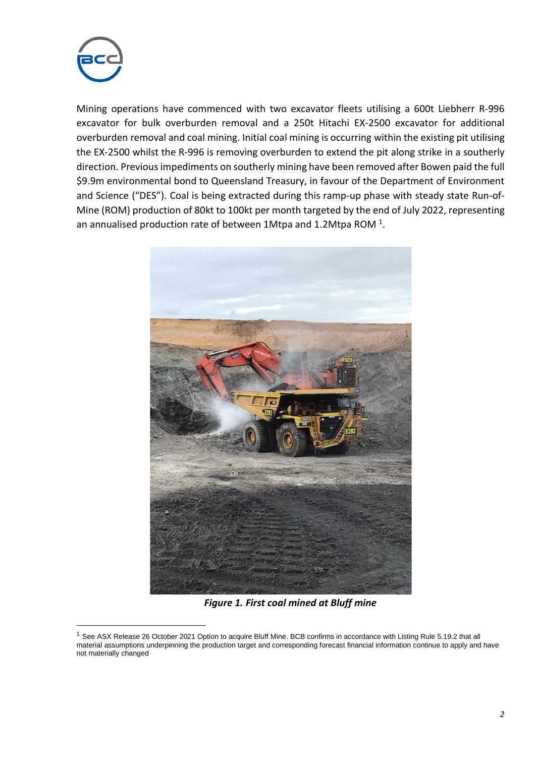Mining operations have commenced with two excavator fleets utilising a 600t Liebherr R-996 excavator for bulk overburden removal and a 250t Hitachi EX-2500 excavator for additional overburden removal and coal mining. Initial coal mining is occurring within the existing pit utilising the EX-2500 whilst the R-996 is removing overburden to extend the pit along strike in a southerly direction. Previous impediments on southerly mining have been removed after Bowen paid the full $9.9m environmental bond to Queensland Treasury, in favour of the Department of Environment and Science ("DES"). Coal is being extracted during this ramp-up phase with steady state Run-of-Mine (ROM) production of 80kt to 100kt per month targeted by the end of July 2022, representing an annualised production rate of between 1Mtpa and 1.2Mtpa ROM [1].

***Figure 1. First coal mined at Bluff mine***

[1] See ASX Release 26 October 2021 Option to acquire Bluff Mine. BCB confirms in accordance with Listing Rule 5.19.2 that all material assumptions underpinning the production target and corresponding forecast financial information continue to apply and have not materially changed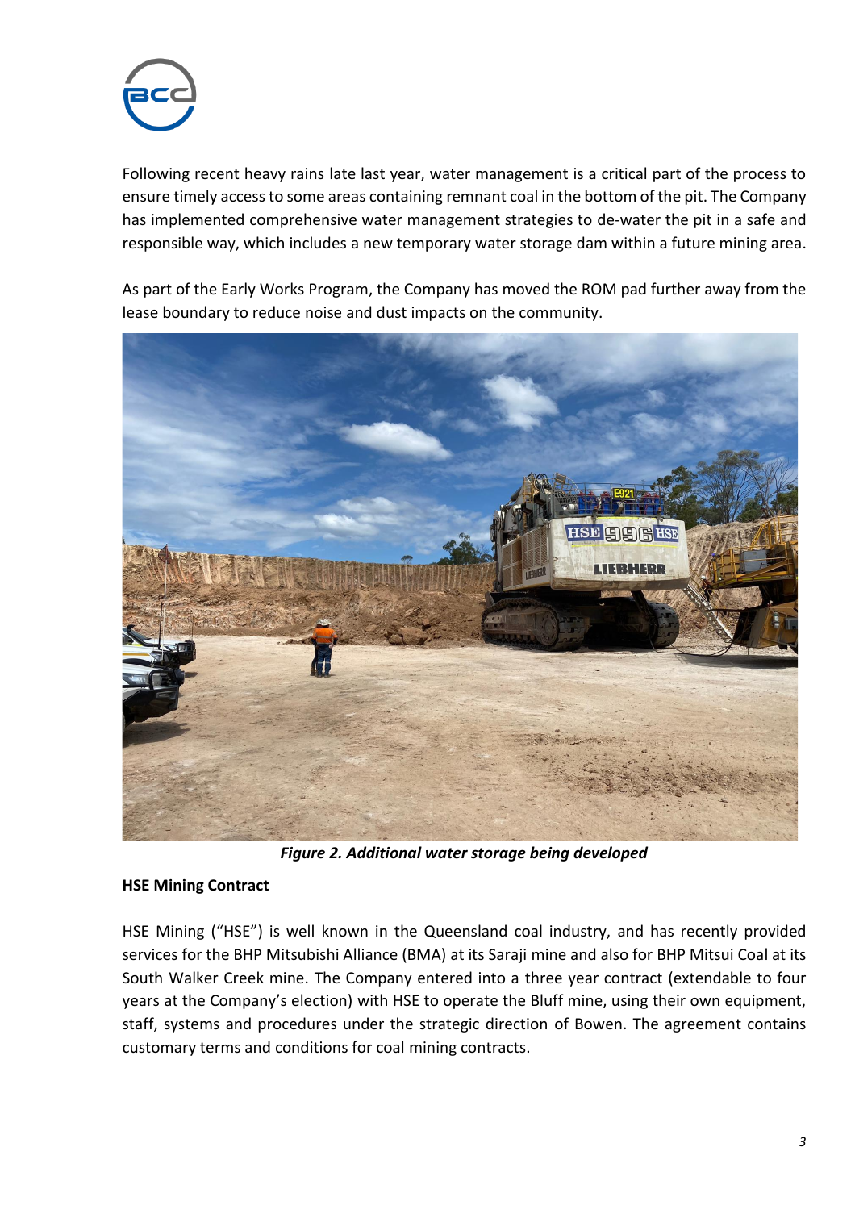Following recent heavy rains late last year, water management is a critical part of the process to ensure timely access to some areas containing remnant coal in the bottom of the pit. The Company has implemented comprehensive water management strategies to de-water the pit in a safe and responsible way, which includes a new temporary water storage dam within a future mining area.

As part of the Early Works Program, the Company has moved the ROM pad further away from the lease boundary to reduce noise and dust impacts on the community.

***Figure 2. Additional water storage being developed***

**HSE Mining Contract**

HSE Mining ("HSE") is well known in the Queensland coal industry, and has recently provided services for the BHP Mitsubishi Alliance (BMA) at its Saraji mine and also for BHP Mitsui Coal at its South Walker Creek mine. The Company entered into a three year contract (extendable to four years at the Company's election) with HSE to operate the Bluff mine, using their own equipment, staff, systems and procedures under the strategic direction of Bowen. The agreement contains customary terms and conditions for coal mining contracts.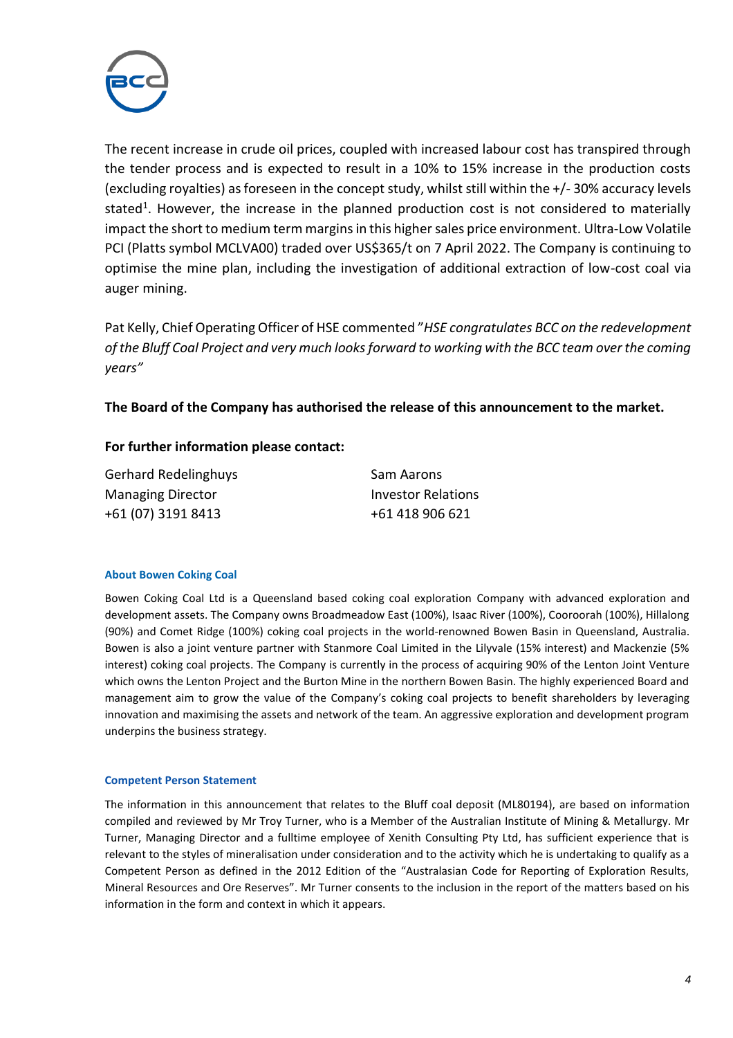The recent increase in crude oil prices, coupled with increased labour cost has transpired through the tender process and is expected to result in a 10% to 15% increase in the production costs (excluding royalties) as foreseen in the concept study, whilst still within the +/- 30% accuracy levels stated[1]. However, the increase in the planned production cost is not considered to materially impact the short to medium term margins in this higher sales price environment. Ultra-Low Volatile PCI (Platts symbol MCLVA00) traded over US$365/t on 7 April 2022. The Company is continuing to optimise the mine plan, including the investigation of additional extraction of low-cost coal via auger mining.

Pat Kelly, Chief Operating Officer of HSE commented "*HSE congratulates BCC on the redevelopment of the Bluff Coal Project and very much looks forward to working with the BCC team over the coming years*"

**The Board of the Company has authorised the release of this announcement to the market.**

**For further information please contact:**

Gerhard Redelinghuys
Managing Director
+61 (07) 3191 8413

Sam Aarons
Investor Relations
+61 418 906 621

#### About Bowen Coking Coal

Bowen Coking Coal Ltd is a Queensland based coking coal exploration Company with advanced exploration and development assets. The Company owns Broadmeadow East (100%), Isaac River (100%), Cooroorah (100%), Hillalong (90%) and Comet Ridge (100%) coking coal projects in the world-renowned Bowen Basin in Queensland, Australia. Bowen is also a joint venture partner with Stanmore Coal Limited in the Lilyvale (15% interest) and Mackenzie (5% interest) coking coal projects. The Company is currently in the process of acquiring 90% of the Lenton Joint Venture which owns the Lenton Project and the Burton Mine in the northern Bowen Basin. The highly experienced Board and management aim to grow the value of the Company's coking coal projects to benefit shareholders by leveraging innovation and maximising the assets and network of the team. An aggressive exploration and development program underpins the business strategy.

#### Competent Person Statement

The information in this announcement that relates to the Bluff coal deposit (ML80194), are based on information compiled and reviewed by Mr Troy Turner, who is a Member of the Australian Institute of Mining & Metallurgy. Mr Turner, Managing Director and a fulltime employee of Xenith Consulting Pty Ltd, has sufficient experience that is relevant to the styles of mineralisation under consideration and to the activity which he is undertaking to qualify as a Competent Person as defined in the 2012 Edition of the "Australasian Code for Reporting of Exploration Results, Mineral Resources and Ore Reserves". Mr Turner consents to the inclusion in the report of the matters based on his information in the form and context in which it appears.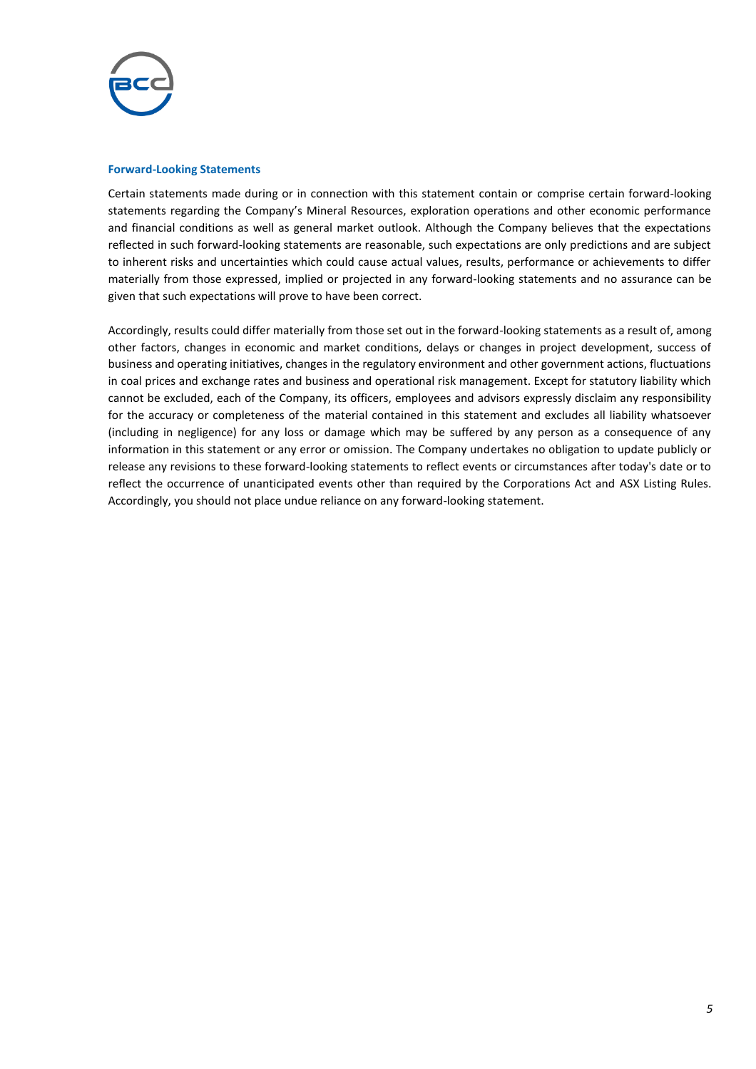## Forward-Looking Statements

Certain statements made during or in connection with this statement contain or comprise certain forward-looking statements regarding the Company's Mineral Resources, exploration operations and other economic performance and financial conditions as well as general market outlook. Although the Company believes that the expectations reflected in such forward-looking statements are reasonable, such expectations are only predictions and are subject to inherent risks and uncertainties which could cause actual values, results, performance or achievements to differ materially from those expressed, implied or projected in any forward-looking statements and no assurance can be given that such expectations will prove to have been correct.

Accordingly, results could differ materially from those set out in the forward-looking statements as a result of, among other factors, changes in economic and market conditions, delays or changes in project development, success of business and operating initiatives, changes in the regulatory environment and other government actions, fluctuations in coal prices and exchange rates and business and operational risk management. Except for statutory liability which cannot be excluded, each of the Company, its officers, employees and advisors expressly disclaim any responsibility for the accuracy or completeness of the material contained in this statement and excludes all liability whatsoever (including in negligence) for any loss or damage which may be suffered by any person as a consequence of any information in this statement or any error or omission. The Company undertakes no obligation to update publicly or release any revisions to these forward-looking statements to reflect events or circumstances after today's date or to reflect the occurrence of unanticipated events other than required by the Corporations Act and ASX Listing Rules. Accordingly, you should not place undue reliance on any forward-looking statement.